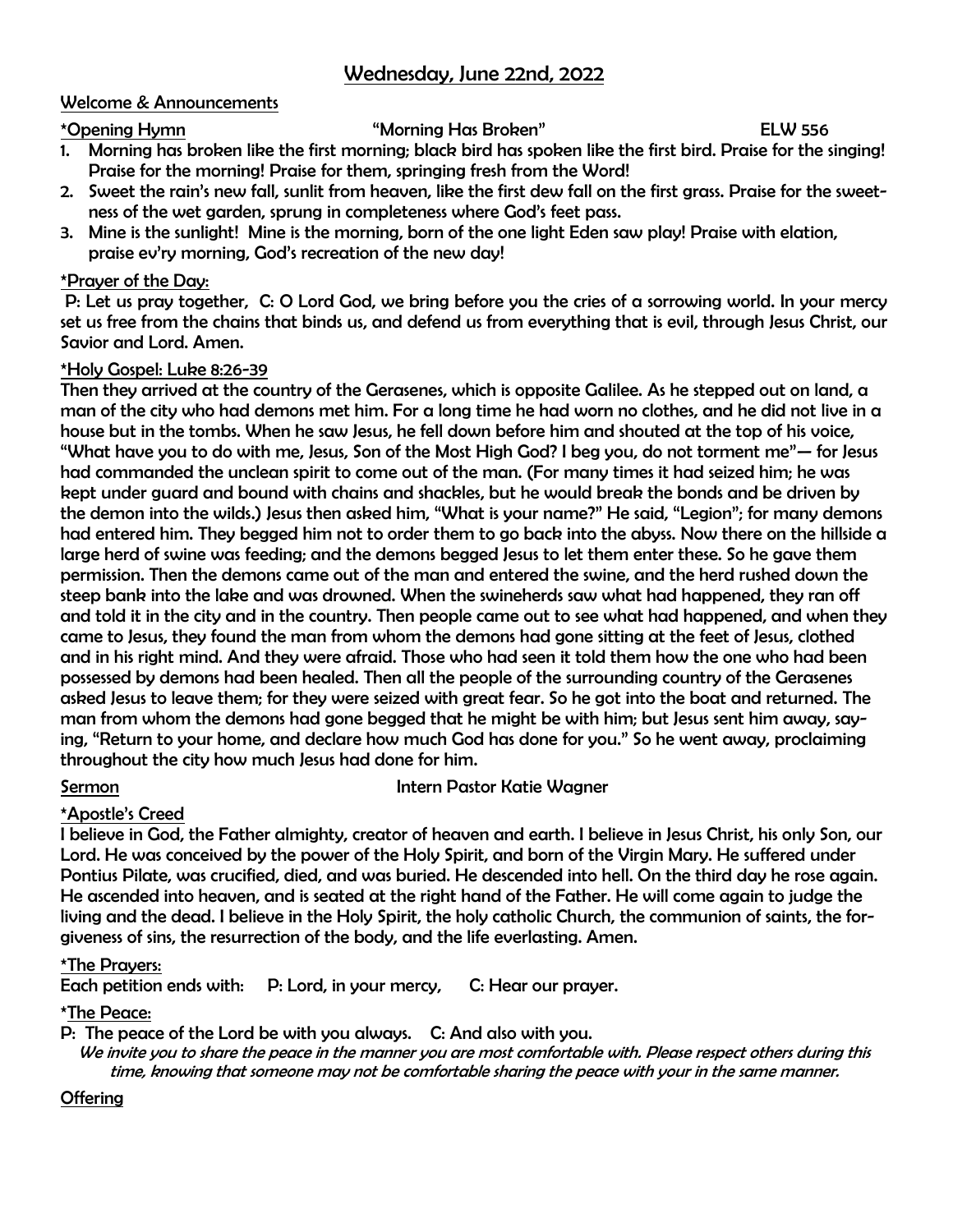# Wednesday, June 22nd, 2022

Welcome & Announcements

*Opening Hymn "Morning Has Broken" ELW 556

1. Morning has broken like the first morning; black bird has spoken like the first bird. Praise for the singing! Praise for the morning! Praise for them, springing fresh from the Word!
2. Sweet the rain's new fall, sunlit from heaven, like the first dew fall on the first grass. Praise for the sweetness of the wet garden, sprung in completeness where God's feet pass.
3. Mine is the sunlight! Mine is the morning, born of the one light Eden saw play! Praise with elation, praise ev'ry morning, God's recreation of the new day!

*Prayer of the Day:

P: Let us pray together, C: O Lord God, we bring before you the cries of a sorrowing world. In your mercy set us free from the chains that binds us, and defend us from everything that is evil, through Jesus Christ, our Savior and Lord. Amen.

*Holy Gospel: Luke 8:26-39

Then they arrived at the country of the Gerasenes, which is opposite Galilee. As he stepped out on land, a man of the city who had demons met him. For a long time he had worn no clothes, and he did not live in a house but in the tombs. When he saw Jesus, he fell down before him and shouted at the top of his voice, "What have you to do with me, Jesus, Son of the Most High God? I beg you, do not torment me"— for Jesus had commanded the unclean spirit to come out of the man. (For many times it had seized him; he was kept under guard and bound with chains and shackles, but he would break the bonds and be driven by the demon into the wilds.) Jesus then asked him, "What is your name?" He said, "Legion"; for many demons had entered him. They begged him not to order them to go back into the abyss. Now there on the hillside a large herd of swine was feeding; and the demons begged Jesus to let them enter these. So he gave them permission. Then the demons came out of the man and entered the swine, and the herd rushed down the steep bank into the lake and was drowned. When the swineherds saw what had happened, they ran off and told it in the city and in the country. Then people came out to see what had happened, and when they came to Jesus, they found the man from whom the demons had gone sitting at the feet of Jesus, clothed and in his right mind. And they were afraid. Those who had seen it told them how the one who had been possessed by demons had been healed. Then all the people of the surrounding country of the Gerasenes asked Jesus to leave them; for they were seized with great fear. So he got into the boat and returned. The man from whom the demons had gone begged that he might be with him; but Jesus sent him away, saying, "Return to your home, and declare how much God has done for you." So he went away, proclaiming throughout the city how much Jesus had done for him.

Sermon Intern Pastor Katie Wagner

*Apostle's Creed

I believe in God, the Father almighty, creator of heaven and earth. I believe in Jesus Christ, his only Son, our Lord. He was conceived by the power of the Holy Spirit, and born of the Virgin Mary. He suffered under Pontius Pilate, was crucified, died, and was buried. He descended into hell. On the third day he rose again. He ascended into heaven, and is seated at the right hand of the Father. He will come again to judge the living and the dead. I believe in the Holy Spirit, the holy catholic Church, the communion of saints, the forgiveness of sins, the resurrection of the body, and the life everlasting. Amen.

*The Prayers:

Each petition ends with: P: Lord, in your mercy, C: Hear our prayer.

*The Peace:

P: The peace of the Lord be with you always. C: And also with you.

*We invite you to share the peace in the manner you are most comfortable with. Please respect others during this time, knowing that someone may not be comfortable sharing the peace with your in the same manner.*

Offering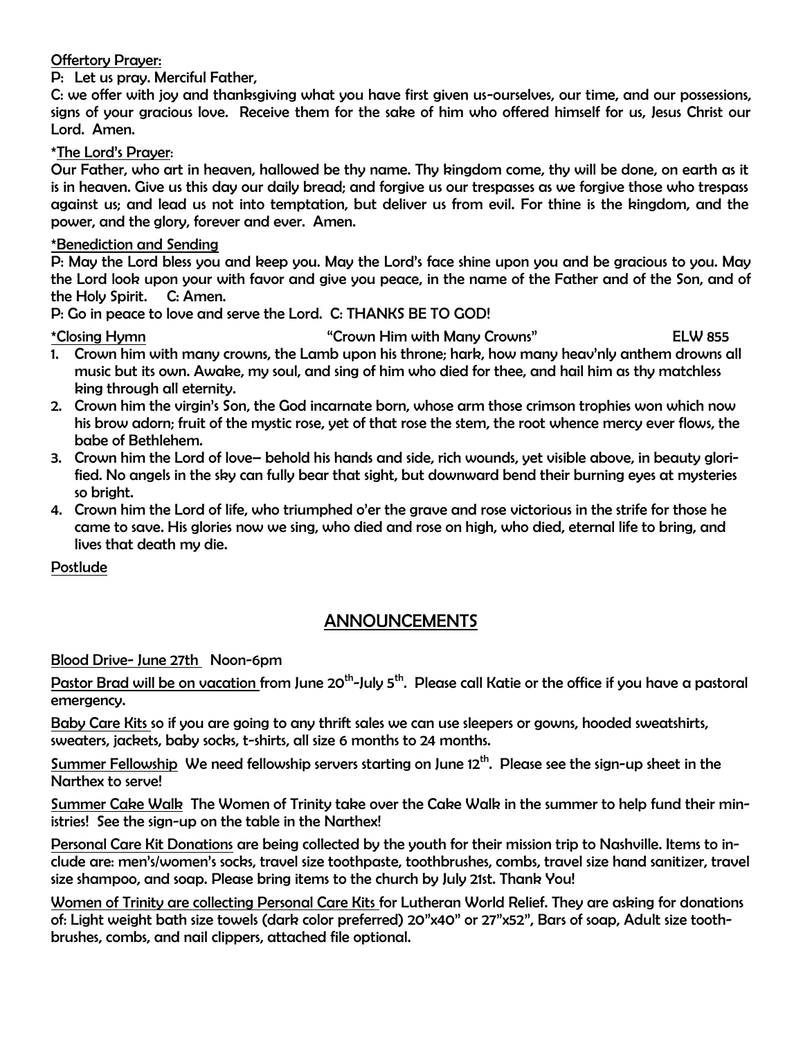Offertory Prayer:

P: Let us pray. Merciful Father,

C: we offer with joy and thanksgiving what you have first given us-ourselves, our time, and our possessions, signs of your gracious love. Receive them for the sake of him who offered himself for us, Jesus Christ our Lord. Amen.

*The Lord's Prayer:

Our Father, who art in heaven, hallowed be thy name. Thy kingdom come, thy will be done, on earth as it is in heaven. Give us this day our daily bread; and forgive us our trespasses as we forgive those who trespass against us; and lead us not into temptation, but deliver us from evil. For thine is the kingdom, and the power, and the glory, forever and ever. Amen.

*Benediction and Sending

P: May the Lord bless you and keep you. May the Lord's face shine upon you and be gracious to you. May the Lord look upon your with favor and give you peace, in the name of the Father and of the Son, and of the Holy Spirit. C: Amen.

P: Go in peace to love and serve the Lord. C: THANKS BE TO GOD!

*Closing Hymn "Crown Him with Many Crowns" ELW 855

1. Crown him with many crowns, the Lamb upon his throne; hark, how many heav'nly anthem drowns all music but its own. Awake, my soul, and sing of him who died for thee, and hail him as thy matchless king through all eternity.
2. Crown him the virgin's Son, the God incarnate born, whose arm those crimson trophies won which now his brow adorn; fruit of the mystic rose, yet of that rose the stem, the root whence mercy ever flows, the babe of Bethlehem.
3. Crown him the Lord of love– behold his hands and side, rich wounds, yet visible above, in beauty glorified. No angels in the sky can fully bear that sight, but downward bend their burning eyes at mysteries so bright.
4. Crown him the Lord of life, who triumphed o'er the grave and rose victorious in the strife for those he came to save. His glories now we sing, who died and rose on high, who died, eternal life to bring, and lives that death my die.

Postlude

## ANNOUNCEMENTS

Blood Drive- June 27th Noon-6pm

Pastor Brad will be on vacation from June 20th-July 5th. Please call Katie or the office if you have a pastoral emergency.

Baby Care Kits so if you are going to any thrift sales we can use sleepers or gowns, hooded sweatshirts, sweaters, jackets, baby socks, t-shirts, all size 6 months to 24 months.

Summer Fellowship We need fellowship servers starting on June 12th. Please see the sign-up sheet in the Narthex to serve!

Summer Cake Walk The Women of Trinity take over the Cake Walk in the summer to help fund their ministries! See the sign-up on the table in the Narthex!

Personal Care Kit Donations are being collected by the youth for their mission trip to Nashville. Items to include are: men's/women's socks, travel size toothpaste, toothbrushes, combs, travel size hand sanitizer, travel size shampoo, and soap. Please bring items to the church by July 21st. Thank You!

Women of Trinity are collecting Personal Care Kits for Lutheran World Relief. They are asking for donations of: Light weight bath size towels (dark color preferred) 20"x40" or 27"x52", Bars of soap, Adult size toothbrushes, combs, and nail clippers, attached file optional.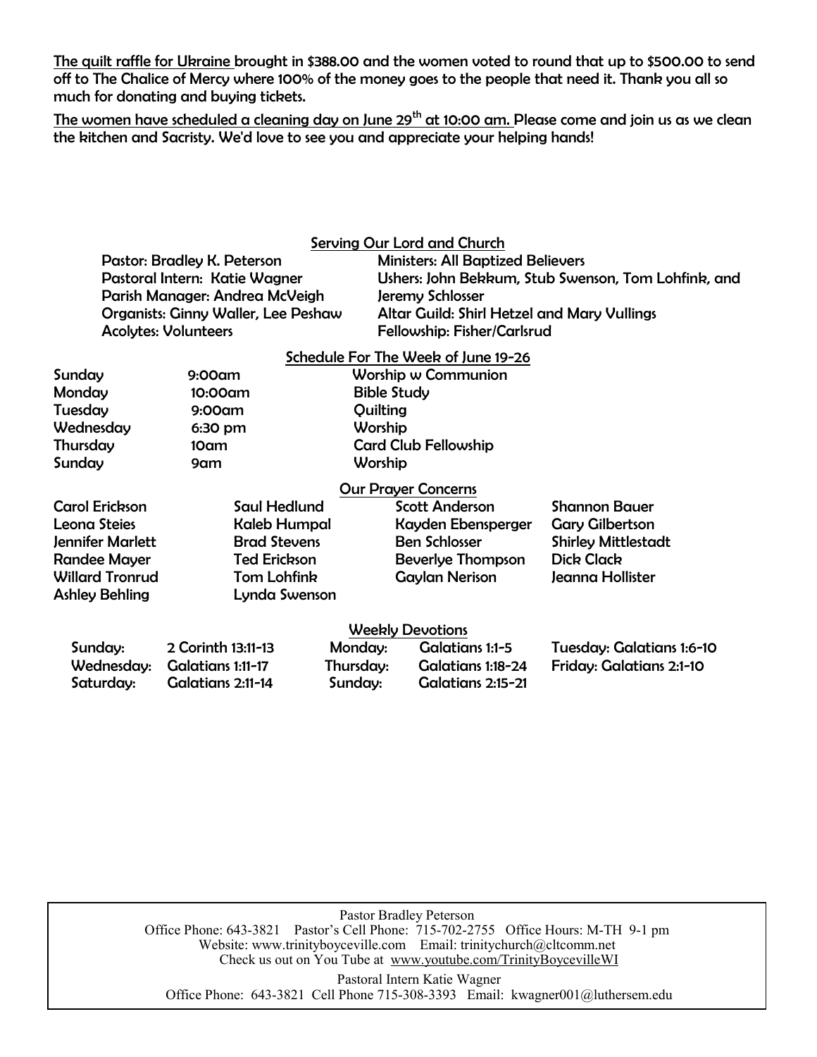The quilt raffle for Ukraine brought in $388.00 and the women voted to round that up to $500.00 to send off to The Chalice of Mercy where 100% of the money goes to the people that need it. Thank you all so much for donating and buying tickets.

The women have scheduled a cleaning day on June 29th at 10:00 am. Please come and join us as we clean the kitchen and Sacristy. We'd love to see you and appreciate your helping hands!

## Serving Our Lord and Church

Pastor: Bradley K. Peterson
Pastoral Intern: Katie Wagner
Parish Manager: Andrea McVeigh
Organists: Ginny Waller, Lee Peshaw
Acolytes: Volunteers

Ministers: All Baptized Believers
Ushers: John Bekkum, Stub Swenson, Tom Lohfink, and Jeremy Schlosser
Altar Guild: Shirl Hetzel and Mary Vullings
Fellowship: Fisher/Carlsrud

## Schedule For The Week of June 19-26

| | | |
|---|---|---|
| Sunday | 9:00am | Worship w Communion |
| Monday | 10:00am | Bible Study |
| Tuesday | 9:00am | Quilting |
| Wednesday | 6:30 pm | Worship |
| Thursday | 10am | Card Club Fellowship |
| Sunday | 9am | Worship |

## Our Prayer Concerns

| | | | |
|---|---|---|---|
| Carol Erickson | Saul Hedlund | Scott Anderson | Shannon Bauer |
| Leona Steies | Kaleb Humpal | Kayden Ebensperger | Gary Gilbertson |
| Jennifer Marlett | Brad Stevens | Ben Schlosser | Shirley Mittlestadt |
| Randee Mayer | Ted Erickson | Beverlye Thompson | Dick Clack |
| Willard Tronrud | Tom Lohfink | Gaylan Nerison | Jeanna Hollister |
| Ashley Behling | Lynda Swenson | | |

## Weekly Devotions

| | | | | |
|---|---|---|---|---|
| Sunday: | 2 Corinth 13:11-13 | Monday: | Galatians 1:1-5 | Tuesday: Galatians 1:6-10 |
| Wednesday: | Galatians 1:11-17 | Thursday: | Galatians 1:18-24 | Friday: Galatians 2:1-10 |
| Saturday: | Galatians 2:11-14 | Sunday: | Galatians 2:15-21 | |

Pastor Bradley Peterson
Office Phone: 643-3821 Pastor's Cell Phone: 715-702-2755 Office Hours: M-TH 9-1 pm
Website: www.trinityboyceville.com Email: trinitychurch@cltcomm.net
Check us out on You Tube at www.youtube.com/TrinityBoycevilleWI

Pastoral Intern Katie Wagner
Office Phone: 643-3821 Cell Phone 715-308-3393 Email: kwagner001@luthersem.edu